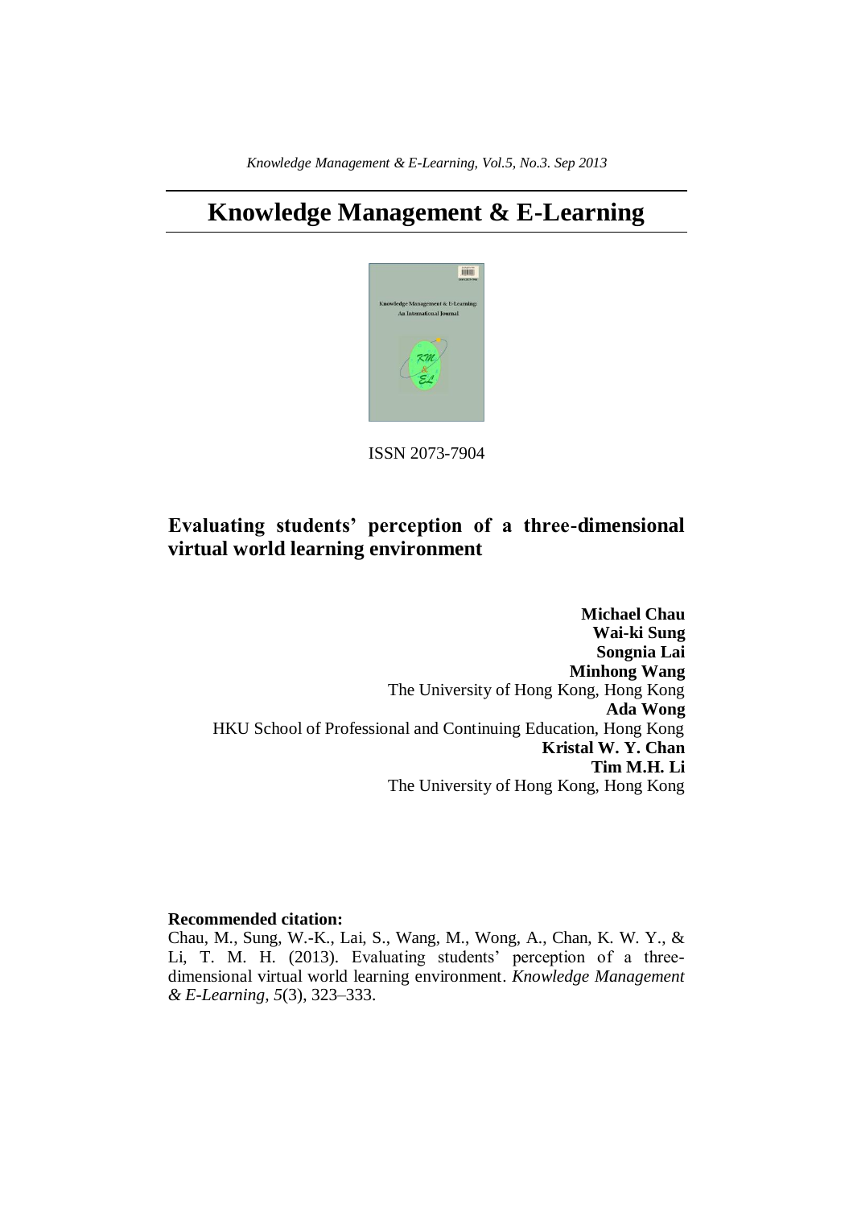# Knowledge Management & E-Learning

ISSN 2073-7904

## Evaluating students' perception of a three-dimensional virtual world learning environment

**Michael Chau**
**Wai-ki Sung**
**Songnia Lai**
**Minhong Wang**
The University of Hong Kong, Hong Kong
**Ada Wong**
HKU School of Professional and Continuing Education, Hong Kong
**Kristal W. Y. Chan**
**Tim M.H. Li**
The University of Hong Kong, Hong Kong

**Recommended citation:**

Chau, M., Sung, W.-K., Lai, S., Wang, M., Wong, A., Chan, K. W. Y., & Li, T. M. H. (2013). Evaluating students' perception of a three-dimensional virtual world learning environment. *Knowledge Management & E-Learning, 5*(3), 323–333.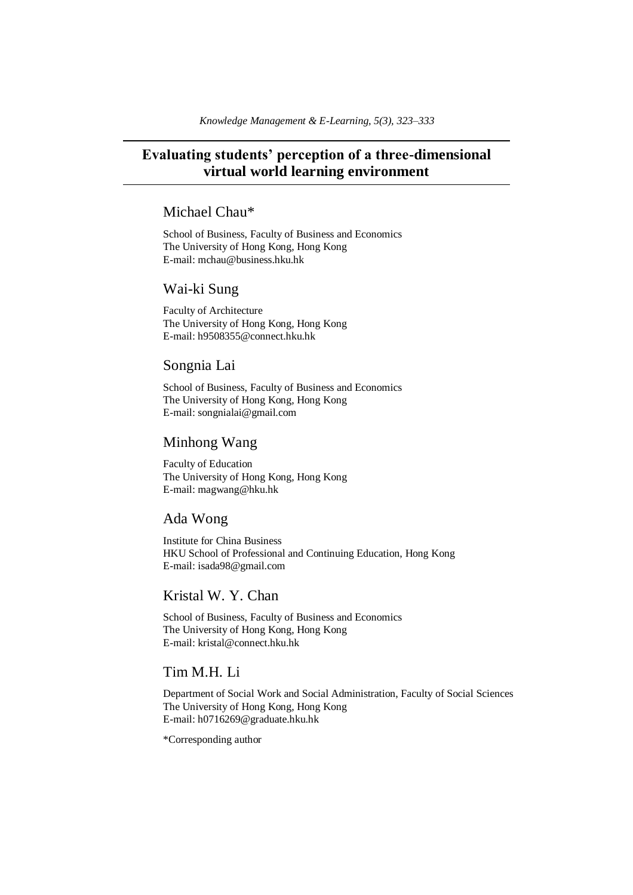# Evaluating students' perception of a three-dimensional virtual world learning environment

## Michael Chau*

School of Business, Faculty of Business and Economics
The University of Hong Kong, Hong Kong
E-mail: mchau@business.hku.hk

## Wai-ki Sung

Faculty of Architecture
The University of Hong Kong, Hong Kong
E-mail: h9508355@connect.hku.hk

## Songnia Lai

School of Business, Faculty of Business and Economics
The University of Hong Kong, Hong Kong
E-mail: songnialai@gmail.com

## Minhong Wang

Faculty of Education
The University of Hong Kong, Hong Kong
E-mail: magwang@hku.hk

## Ada Wong

Institute for China Business
HKU School of Professional and Continuing Education, Hong Kong
E-mail: isada98@gmail.com

## Kristal W. Y. Chan

School of Business, Faculty of Business and Economics
The University of Hong Kong, Hong Kong
E-mail: kristal@connect.hku.hk

## Tim M.H. Li

Department of Social Work and Social Administration, Faculty of Social Sciences
The University of Hong Kong, Hong Kong
E-mail: h0716269@graduate.hku.hk

*Corresponding author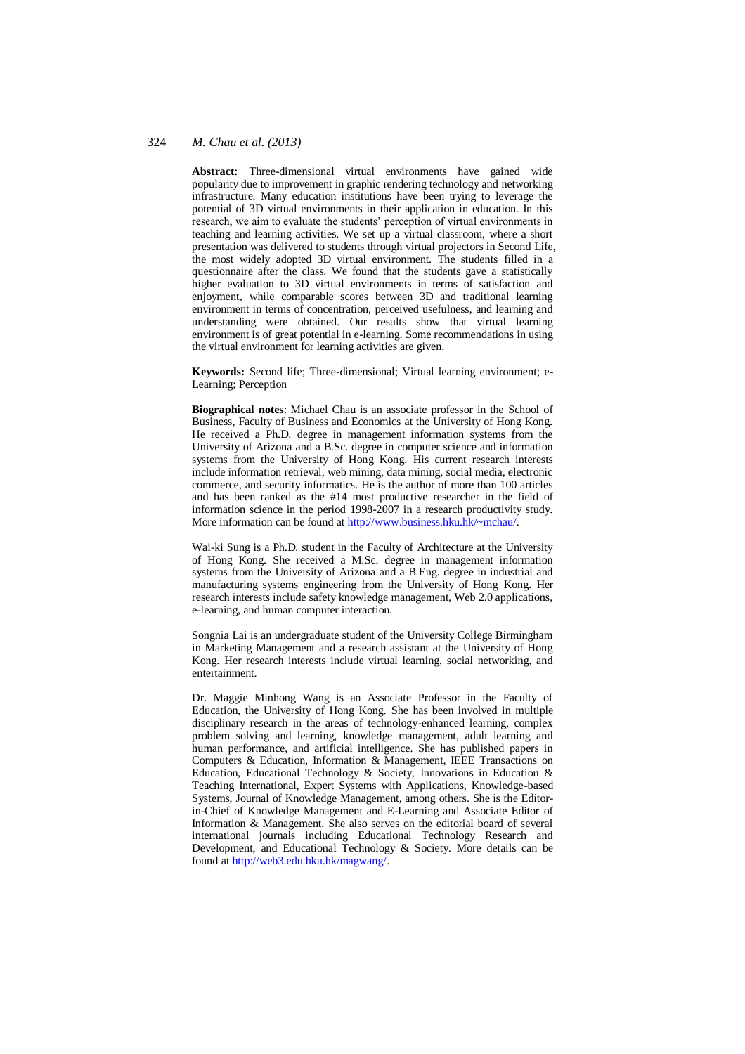**Abstract:** Three-dimensional virtual environments have gained wide popularity due to improvement in graphic rendering technology and networking infrastructure. Many education institutions have been trying to leverage the potential of 3D virtual environments in their application in education. In this research, we aim to evaluate the students' perception of virtual environments in teaching and learning activities. We set up a virtual classroom, where a short presentation was delivered to students through virtual projectors in Second Life, the most widely adopted 3D virtual environment. The students filled in a questionnaire after the class. We found that the students gave a statistically higher evaluation to 3D virtual environments in terms of satisfaction and enjoyment, while comparable scores between 3D and traditional learning environment in terms of concentration, perceived usefulness, and learning and understanding were obtained. Our results show that virtual learning environment is of great potential in e-learning. Some recommendations in using the virtual environment for learning activities are given.

**Keywords:** Second life; Three-dimensional; Virtual learning environment; e-Learning; Perception

**Biographical notes**: Michael Chau is an associate professor in the School of Business, Faculty of Business and Economics at the University of Hong Kong. He received a Ph.D. degree in management information systems from the University of Arizona and a B.Sc. degree in computer science and information systems from the University of Hong Kong. His current research interests include information retrieval, web mining, data mining, social media, electronic commerce, and security informatics. He is the author of more than 100 articles and has been ranked as the #14 most productive researcher in the field of information science in the period 1998-2007 in a research productivity study. More information can be found at http://www.business.hku.hk/~mchau/.

Wai-ki Sung is a Ph.D. student in the Faculty of Architecture at the University of Hong Kong. She received a M.Sc. degree in management information systems from the University of Arizona and a B.Eng. degree in industrial and manufacturing systems engineering from the University of Hong Kong. Her research interests include safety knowledge management, Web 2.0 applications, e-learning, and human computer interaction.

Songnia Lai is an undergraduate student of the University College Birmingham in Marketing Management and a research assistant at the University of Hong Kong. Her research interests include virtual learning, social networking, and entertainment.

Dr. Maggie Minhong Wang is an Associate Professor in the Faculty of Education, the University of Hong Kong. She has been involved in multiple disciplinary research in the areas of technology-enhanced learning, complex problem solving and learning, knowledge management, adult learning and human performance, and artificial intelligence. She has published papers in Computers & Education, Information & Management, IEEE Transactions on Education, Educational Technology & Society, Innovations in Education & Teaching International, Expert Systems with Applications, Knowledge-based Systems, Journal of Knowledge Management, among others. She is the Editor-in-Chief of Knowledge Management and E-Learning and Associate Editor of Information & Management. She also serves on the editorial board of several international journals including Educational Technology Research and Development, and Educational Technology & Society. More details can be found at http://web3.edu.hku.hk/magwang/.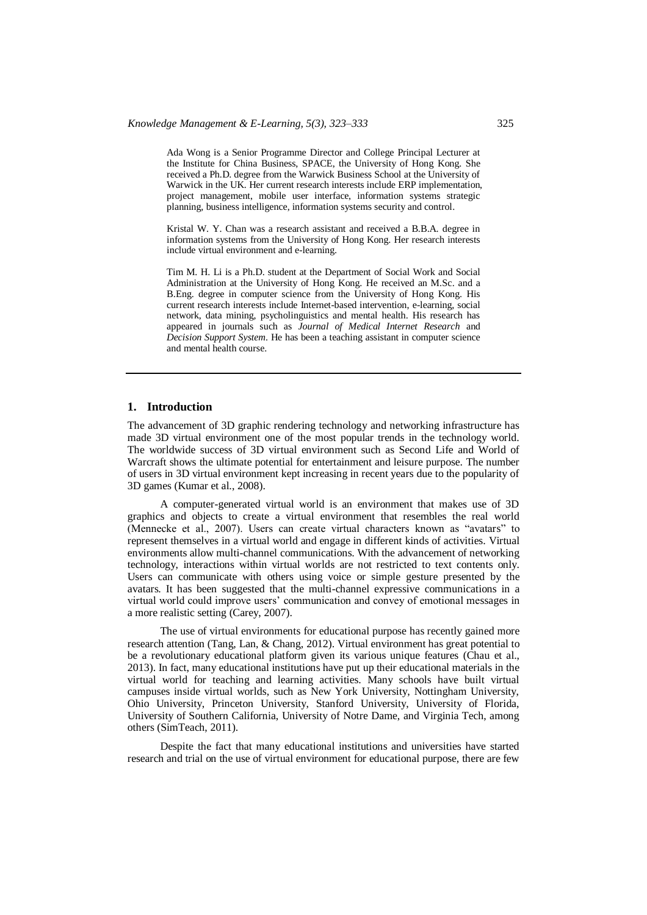Ada Wong is a Senior Programme Director and College Principal Lecturer at the Institute for China Business, SPACE, the University of Hong Kong. She received a Ph.D. degree from the Warwick Business School at the University of Warwick in the UK. Her current research interests include ERP implementation, project management, mobile user interface, information systems strategic planning, business intelligence, information systems security and control.

Kristal W. Y. Chan was a research assistant and received a B.B.A. degree in information systems from the University of Hong Kong. Her research interests include virtual environment and e-learning.

Tim M. H. Li is a Ph.D. student at the Department of Social Work and Social Administration at the University of Hong Kong. He received an M.Sc. and a B.Eng. degree in computer science from the University of Hong Kong. His current research interests include Internet-based intervention, e-learning, social network, data mining, psycholinguistics and mental health. His research has appeared in journals such as *Journal of Medical Internet Research* and *Decision Support System*. He has been a teaching assistant in computer science and mental health course.

---

## 1. Introduction

The advancement of 3D graphic rendering technology and networking infrastructure has made 3D virtual environment one of the most popular trends in the technology world. The worldwide success of 3D virtual environment such as Second Life and World of Warcraft shows the ultimate potential for entertainment and leisure purpose. The number of users in 3D virtual environment kept increasing in recent years due to the popularity of 3D games (Kumar et al., 2008).

A computer-generated virtual world is an environment that makes use of 3D graphics and objects to create a virtual environment that resembles the real world (Mennecke et al., 2007). Users can create virtual characters known as "avatars" to represent themselves in a virtual world and engage in different kinds of activities. Virtual environments allow multi-channel communications. With the advancement of networking technology, interactions within virtual worlds are not restricted to text contents only. Users can communicate with others using voice or simple gesture presented by the avatars. It has been suggested that the multi-channel expressive communications in a virtual world could improve users' communication and convey of emotional messages in a more realistic setting (Carey, 2007).

The use of virtual environments for educational purpose has recently gained more research attention (Tang, Lan, & Chang, 2012). Virtual environment has great potential to be a revolutionary educational platform given its various unique features (Chau et al., 2013). In fact, many educational institutions have put up their educational materials in the virtual world for teaching and learning activities. Many schools have built virtual campuses inside virtual worlds, such as New York University, Nottingham University, Ohio University, Princeton University, Stanford University, University of Florida, University of Southern California, University of Notre Dame, and Virginia Tech, among others (SimTeach, 2011).

Despite the fact that many educational institutions and universities have started research and trial on the use of virtual environment for educational purpose, there are few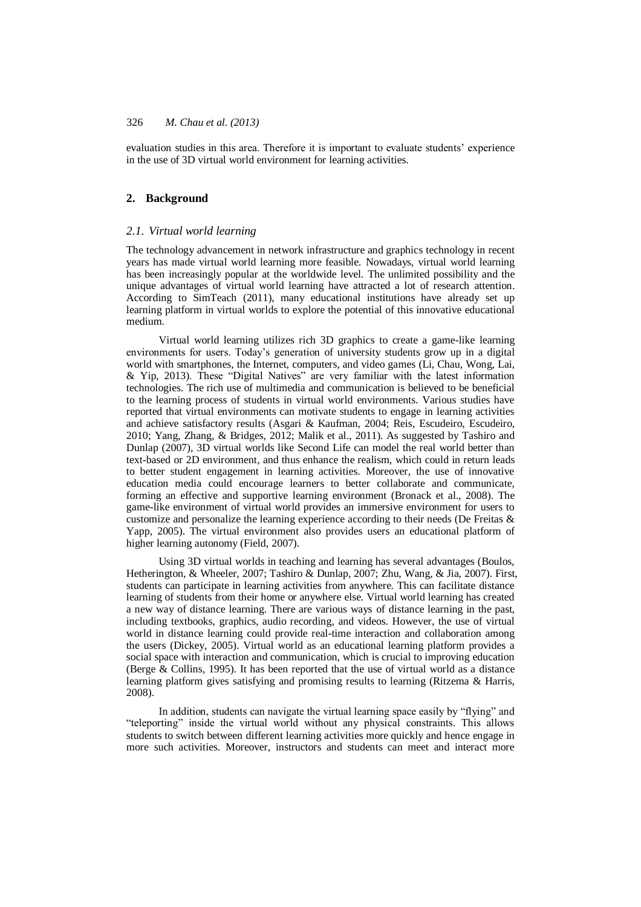evaluation studies in this area. Therefore it is important to evaluate students' experience in the use of 3D virtual world environment for learning activities.

## 2. Background

### 2.1. Virtual world learning

The technology advancement in network infrastructure and graphics technology in recent years has made virtual world learning more feasible. Nowadays, virtual world learning has been increasingly popular at the worldwide level. The unlimited possibility and the unique advantages of virtual world learning have attracted a lot of research attention. According to SimTeach (2011), many educational institutions have already set up learning platform in virtual worlds to explore the potential of this innovative educational medium.

Virtual world learning utilizes rich 3D graphics to create a game-like learning environments for users. Today's generation of university students grow up in a digital world with smartphones, the Internet, computers, and video games (Li, Chau, Wong, Lai, & Yip, 2013). These "Digital Natives" are very familiar with the latest information technologies. The rich use of multimedia and communication is believed to be beneficial to the learning process of students in virtual world environments. Various studies have reported that virtual environments can motivate students to engage in learning activities and achieve satisfactory results (Asgari & Kaufman, 2004; Reis, Escudeiro, Escudeiro, 2010; Yang, Zhang, & Bridges, 2012; Malik et al., 2011). As suggested by Tashiro and Dunlap (2007), 3D virtual worlds like Second Life can model the real world better than text-based or 2D environment, and thus enhance the realism, which could in return leads to better student engagement in learning activities. Moreover, the use of innovative education media could encourage learners to better collaborate and communicate, forming an effective and supportive learning environment (Bronack et al., 2008). The game-like environment of virtual world provides an immersive environment for users to customize and personalize the learning experience according to their needs (De Freitas & Yapp, 2005). The virtual environment also provides users an educational platform of higher learning autonomy (Field, 2007).

Using 3D virtual worlds in teaching and learning has several advantages (Boulos, Hetherington, & Wheeler, 2007; Tashiro & Dunlap, 2007; Zhu, Wang, & Jia, 2007). First, students can participate in learning activities from anywhere. This can facilitate distance learning of students from their home or anywhere else. Virtual world learning has created a new way of distance learning. There are various ways of distance learning in the past, including textbooks, graphics, audio recording, and videos. However, the use of virtual world in distance learning could provide real-time interaction and collaboration among the users (Dickey, 2005). Virtual world as an educational learning platform provides a social space with interaction and communication, which is crucial to improving education (Berge & Collins, 1995). It has been reported that the use of virtual world as a distance learning platform gives satisfying and promising results to learning (Ritzema & Harris, 2008).

In addition, students can navigate the virtual learning space easily by "flying" and "teleporting" inside the virtual world without any physical constraints. This allows students to switch between different learning activities more quickly and hence engage in more such activities. Moreover, instructors and students can meet and interact more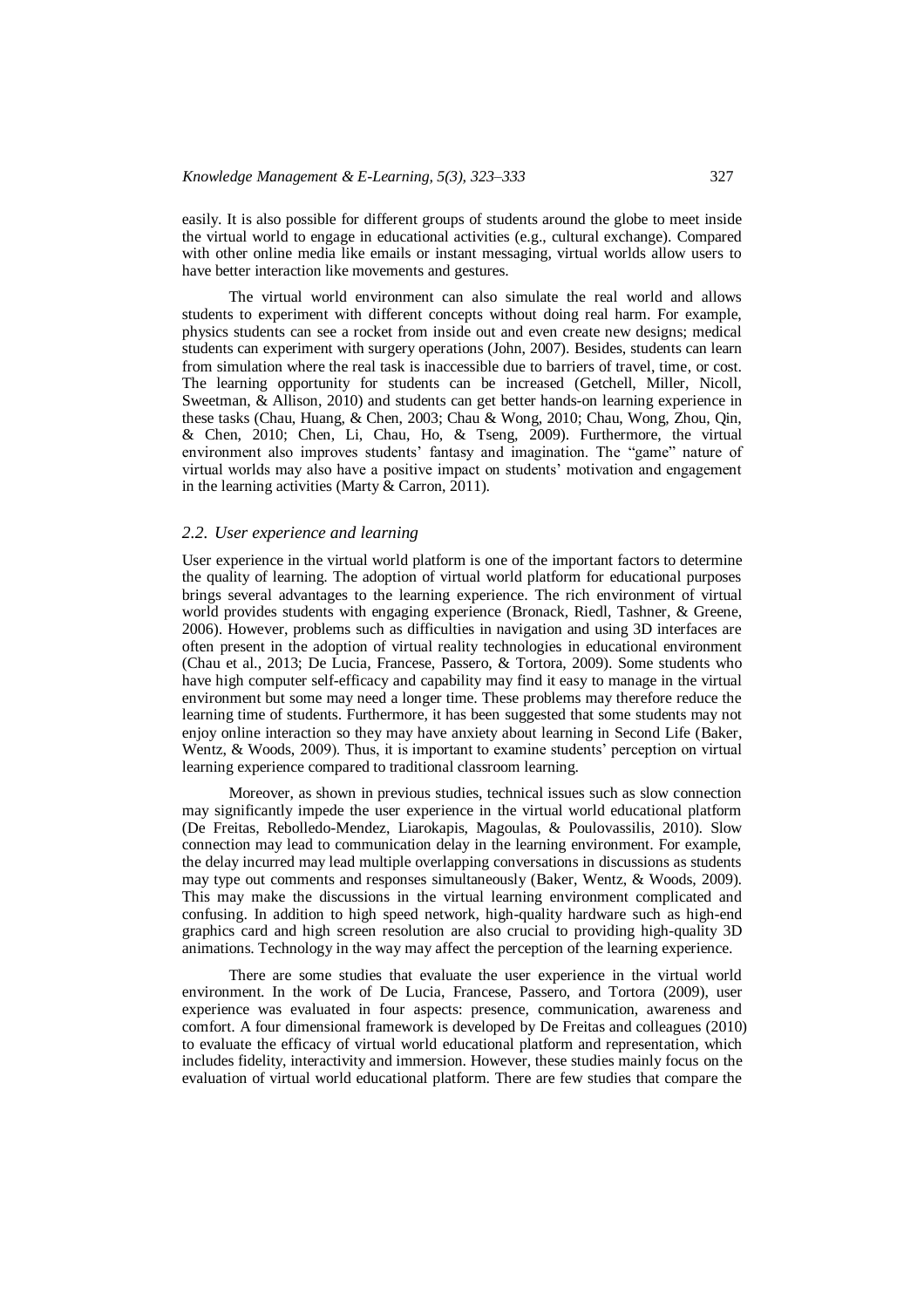easily. It is also possible for different groups of students around the globe to meet inside the virtual world to engage in educational activities (e.g., cultural exchange). Compared with other online media like emails or instant messaging, virtual worlds allow users to have better interaction like movements and gestures.

The virtual world environment can also simulate the real world and allows students to experiment with different concepts without doing real harm. For example, physics students can see a rocket from inside out and even create new designs; medical students can experiment with surgery operations (John, 2007). Besides, students can learn from simulation where the real task is inaccessible due to barriers of travel, time, or cost. The learning opportunity for students can be increased (Getchell, Miller, Nicoll, Sweetman, & Allison, 2010) and students can get better hands-on learning experience in these tasks (Chau, Huang, & Chen, 2003; Chau & Wong, 2010; Chau, Wong, Zhou, Qin, & Chen, 2010; Chen, Li, Chau, Ho, & Tseng, 2009). Furthermore, the virtual environment also improves students' fantasy and imagination. The "game" nature of virtual worlds may also have a positive impact on students' motivation and engagement in the learning activities (Marty & Carron, 2011).

### *2.2. User experience and learning*

User experience in the virtual world platform is one of the important factors to determine the quality of learning. The adoption of virtual world platform for educational purposes brings several advantages to the learning experience. The rich environment of virtual world provides students with engaging experience (Bronack, Riedl, Tashner, & Greene, 2006). However, problems such as difficulties in navigation and using 3D interfaces are often present in the adoption of virtual reality technologies in educational environment (Chau et al., 2013; De Lucia, Francese, Passero, & Tortora, 2009). Some students who have high computer self-efficacy and capability may find it easy to manage in the virtual environment but some may need a longer time. These problems may therefore reduce the learning time of students. Furthermore, it has been suggested that some students may not enjoy online interaction so they may have anxiety about learning in Second Life (Baker, Wentz, & Woods, 2009). Thus, it is important to examine students' perception on virtual learning experience compared to traditional classroom learning.

Moreover, as shown in previous studies, technical issues such as slow connection may significantly impede the user experience in the virtual world educational platform (De Freitas, Rebolledo-Mendez, Liarokapis, Magoulas, & Poulovassilis, 2010). Slow connection may lead to communication delay in the learning environment. For example, the delay incurred may lead multiple overlapping conversations in discussions as students may type out comments and responses simultaneously (Baker, Wentz, & Woods, 2009). This may make the discussions in the virtual learning environment complicated and confusing. In addition to high speed network, high-quality hardware such as high-end graphics card and high screen resolution are also crucial to providing high-quality 3D animations. Technology in the way may affect the perception of the learning experience.

There are some studies that evaluate the user experience in the virtual world environment. In the work of De Lucia, Francese, Passero, and Tortora (2009), user experience was evaluated in four aspects: presence, communication, awareness and comfort. A four dimensional framework is developed by De Freitas and colleagues (2010) to evaluate the efficacy of virtual world educational platform and representation, which includes fidelity, interactivity and immersion. However, these studies mainly focus on the evaluation of virtual world educational platform. There are few studies that compare the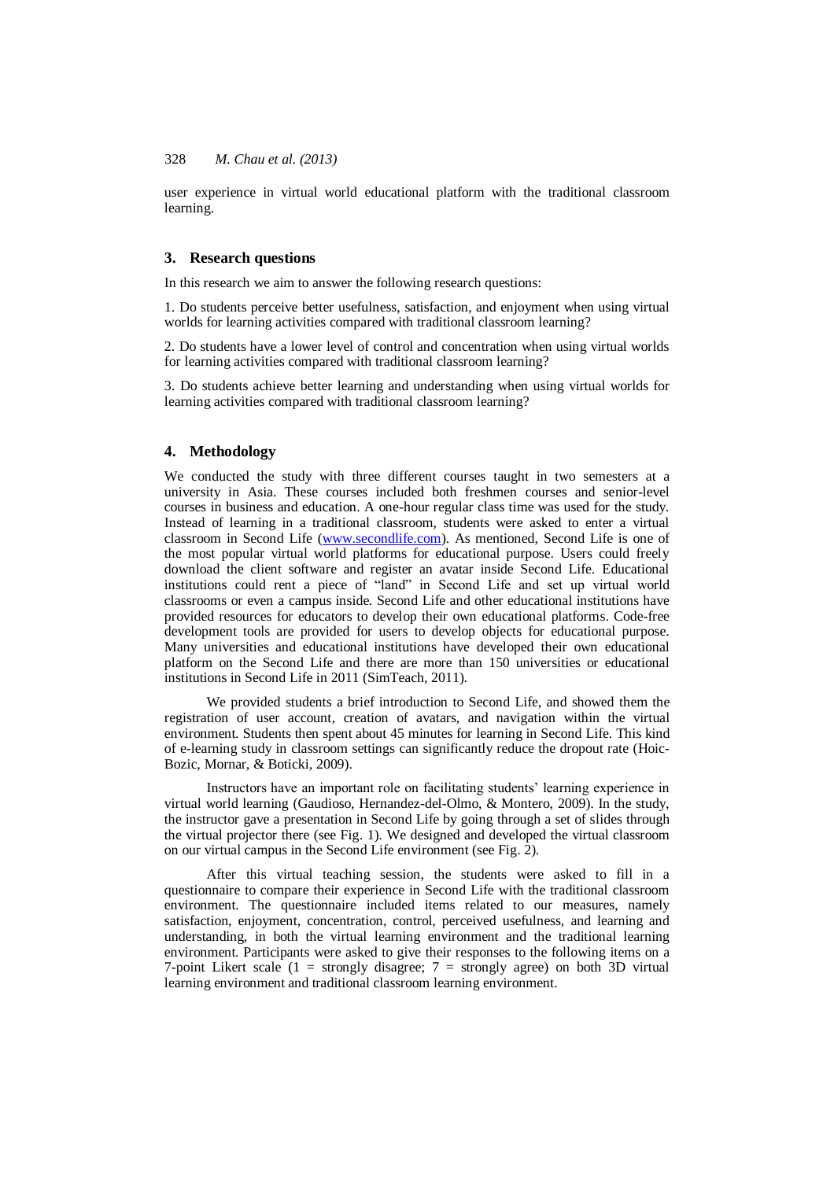user experience in virtual world educational platform with the traditional classroom learning.

## 3. Research questions

In this research we aim to answer the following research questions:

1. Do students perceive better usefulness, satisfaction, and enjoyment when using virtual worlds for learning activities compared with traditional classroom learning?

2. Do students have a lower level of control and concentration when using virtual worlds for learning activities compared with traditional classroom learning?

3. Do students achieve better learning and understanding when using virtual worlds for learning activities compared with traditional classroom learning?

## 4. Methodology

We conducted the study with three different courses taught in two semesters at a university in Asia. These courses included both freshmen courses and senior-level courses in business and education. A one-hour regular class time was used for the study. Instead of learning in a traditional classroom, students were asked to enter a virtual classroom in Second Life (www.secondlife.com). As mentioned, Second Life is one of the most popular virtual world platforms for educational purpose. Users could freely download the client software and register an avatar inside Second Life. Educational institutions could rent a piece of "land" in Second Life and set up virtual world classrooms or even a campus inside. Second Life and other educational institutions have provided resources for educators to develop their own educational platforms. Code-free development tools are provided for users to develop objects for educational purpose. Many universities and educational institutions have developed their own educational platform on the Second Life and there are more than 150 universities or educational institutions in Second Life in 2011 (SimTeach, 2011).

We provided students a brief introduction to Second Life, and showed them the registration of user account, creation of avatars, and navigation within the virtual environment. Students then spent about 45 minutes for learning in Second Life. This kind of e-learning study in classroom settings can significantly reduce the dropout rate (Hoic-Bozic, Mornar, & Boticki, 2009).

Instructors have an important role on facilitating students' learning experience in virtual world learning (Gaudioso, Hernandez-del-Olmo, & Montero, 2009). In the study, the instructor gave a presentation in Second Life by going through a set of slides through the virtual projector there (see Fig. 1). We designed and developed the virtual classroom on our virtual campus in the Second Life environment (see Fig. 2).

After this virtual teaching session, the students were asked to fill in a questionnaire to compare their experience in Second Life with the traditional classroom environment. The questionnaire included items related to our measures, namely satisfaction, enjoyment, concentration, control, perceived usefulness, and learning and understanding, in both the virtual learning environment and the traditional learning environment. Participants were asked to give their responses to the following items on a 7-point Likert scale (1 = strongly disagree; 7 = strongly agree) on both 3D virtual learning environment and traditional classroom learning environment.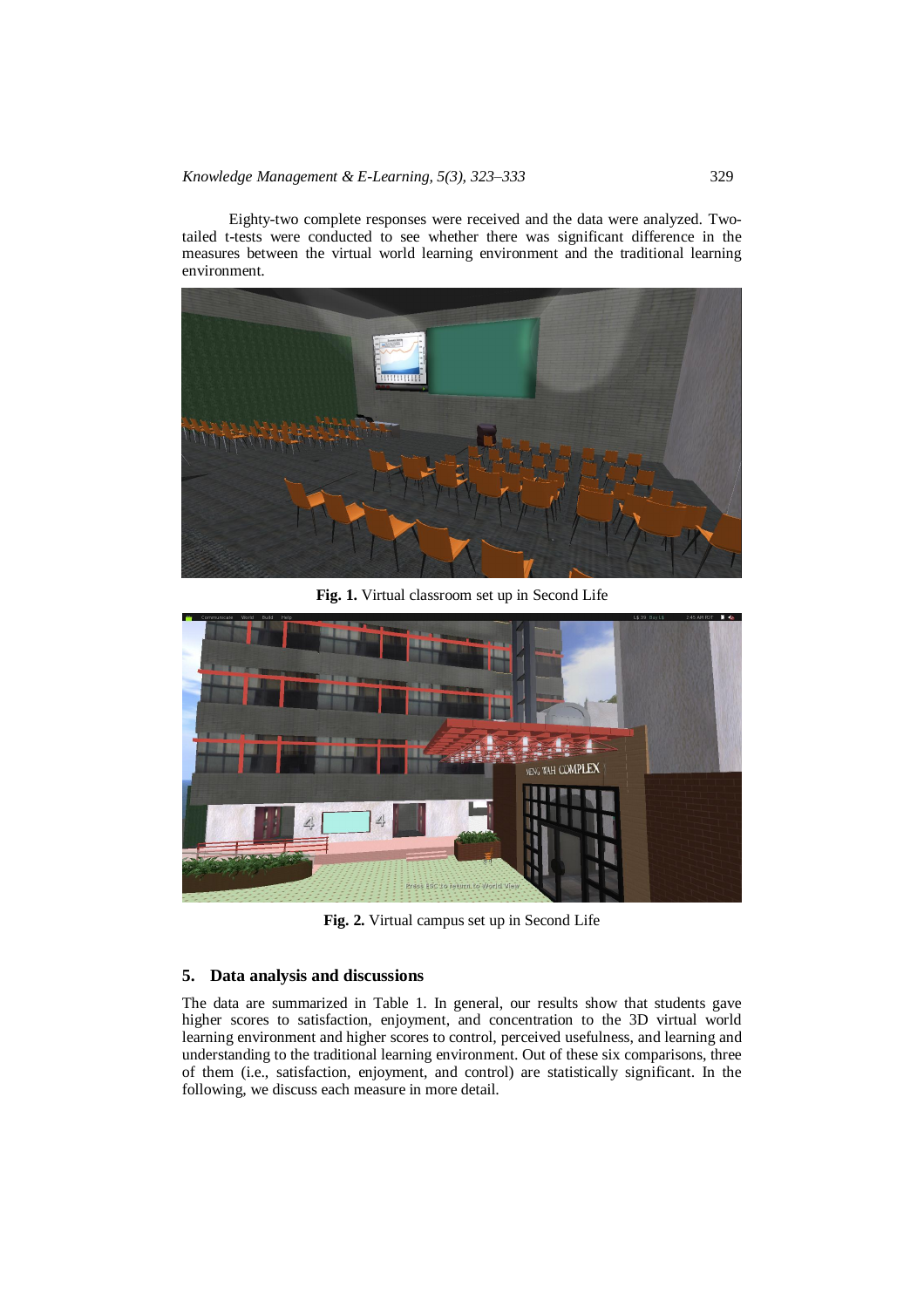Eighty-two complete responses were received and the data were analyzed. Two-tailed t-tests were conducted to see whether there was significant difference in the measures between the virtual world learning environment and the traditional learning environment.

**Fig. 1.** Virtual classroom set up in Second Life

**Fig. 2.** Virtual campus set up in Second Life

## 5. Data analysis and discussions

The data are summarized in Table 1. In general, our results show that students gave higher scores to satisfaction, enjoyment, and concentration to the 3D virtual world learning environment and higher scores to control, perceived usefulness, and learning and understanding to the traditional learning environment. Out of these six comparisons, three of them (i.e., satisfaction, enjoyment, and control) are statistically significant. In the following, we discuss each measure in more detail.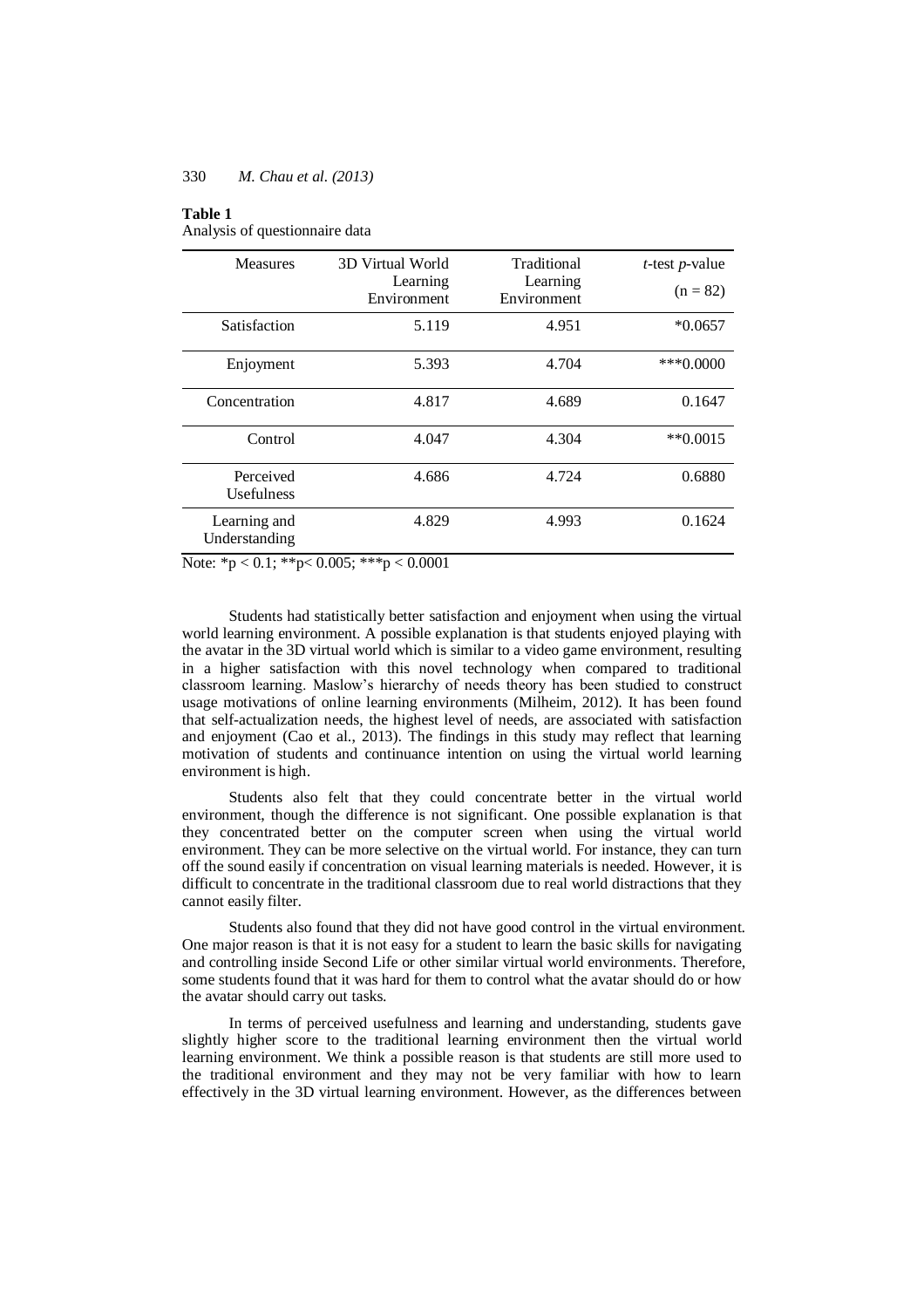**Table 1**
Analysis of questionnaire data

| Measures | 3D Virtual World Learning Environment | Traditional Learning Environment | *t*-test *p*-value (n = 82) |
|---|---|---|---|
| Satisfaction | 5.119 | 4.951 | *0.0657 |
| Enjoyment | 5.393 | 4.704 | ***0.0000 |
| Concentration | 4.817 | 4.689 | 0.1647 |
| Control | 4.047 | 4.304 | **0.0015 |
| Perceived Usefulness | 4.686 | 4.724 | 0.6880 |
| Learning and Understanding | 4.829 | 4.993 | 0.1624 |

Note: $^{*}p < 0.1$; $^{**}p < 0.005$; $^{***}p < 0.0001$

Students had statistically better satisfaction and enjoyment when using the virtual world learning environment. A possible explanation is that students enjoyed playing with the avatar in the 3D virtual world which is similar to a video game environment, resulting in a higher satisfaction with this novel technology when compared to traditional classroom learning. Maslow's hierarchy of needs theory has been studied to construct usage motivations of online learning environments (Milheim, 2012). It has been found that self-actualization needs, the highest level of needs, are associated with satisfaction and enjoyment (Cao et al., 2013). The findings in this study may reflect that learning motivation of students and continuance intention on using the virtual world learning environment is high.

Students also felt that they could concentrate better in the virtual world environment, though the difference is not significant. One possible explanation is that they concentrated better on the computer screen when using the virtual world environment. They can be more selective on the virtual world. For instance, they can turn off the sound easily if concentration on visual learning materials is needed. However, it is difficult to concentrate in the traditional classroom due to real world distractions that they cannot easily filter.

Students also found that they did not have good control in the virtual environment. One major reason is that it is not easy for a student to learn the basic skills for navigating and controlling inside Second Life or other similar virtual world environments. Therefore, some students found that it was hard for them to control what the avatar should do or how the avatar should carry out tasks.

In terms of perceived usefulness and learning and understanding, students gave slightly higher score to the traditional learning environment then the virtual world learning environment. We think a possible reason is that students are still more used to the traditional environment and they may not be very familiar with how to learn effectively in the 3D virtual learning environment. However, as the differences between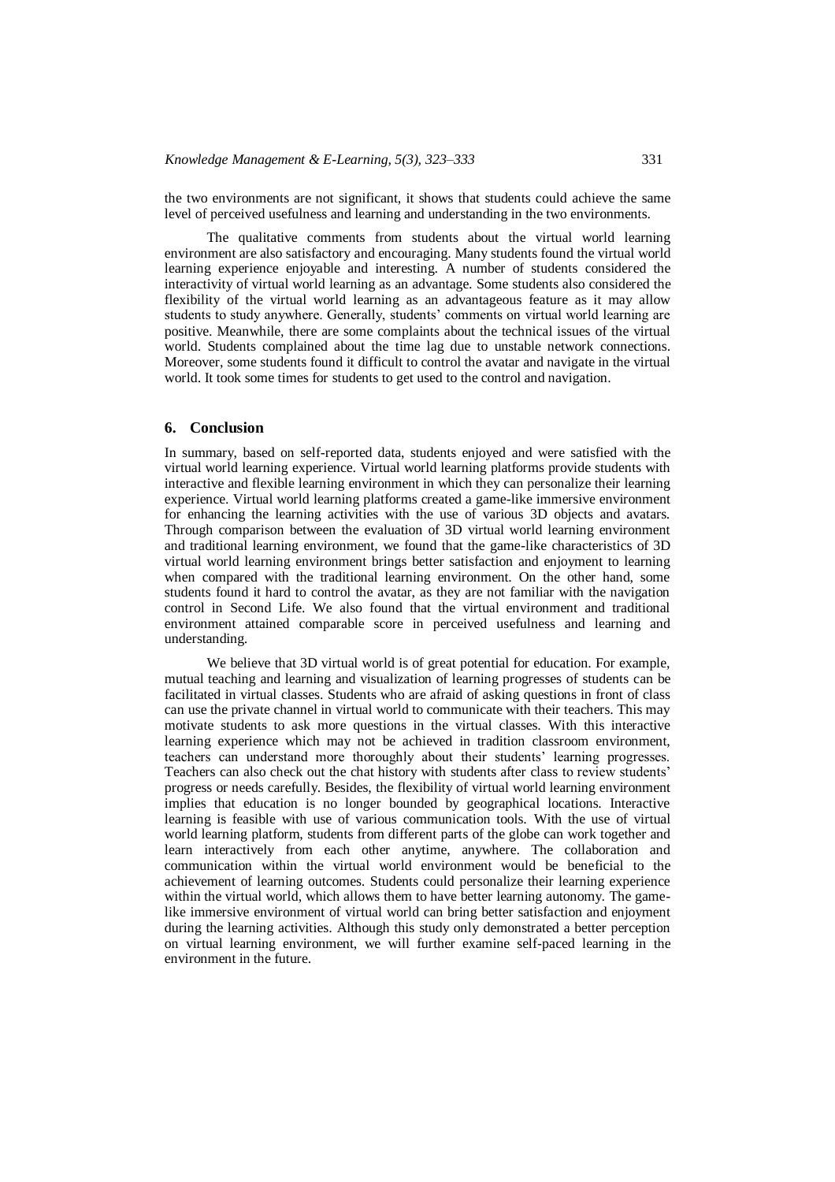the two environments are not significant, it shows that students could achieve the same level of perceived usefulness and learning and understanding in the two environments.

The qualitative comments from students about the virtual world learning environment are also satisfactory and encouraging. Many students found the virtual world learning experience enjoyable and interesting. A number of students considered the interactivity of virtual world learning as an advantage. Some students also considered the flexibility of the virtual world learning as an advantageous feature as it may allow students to study anywhere. Generally, students' comments on virtual world learning are positive. Meanwhile, there are some complaints about the technical issues of the virtual world. Students complained about the time lag due to unstable network connections. Moreover, some students found it difficult to control the avatar and navigate in the virtual world. It took some times for students to get used to the control and navigation.

## 6. Conclusion

In summary, based on self-reported data, students enjoyed and were satisfied with the virtual world learning experience. Virtual world learning platforms provide students with interactive and flexible learning environment in which they can personalize their learning experience. Virtual world learning platforms created a game-like immersive environment for enhancing the learning activities with the use of various 3D objects and avatars. Through comparison between the evaluation of 3D virtual world learning environment and traditional learning environment, we found that the game-like characteristics of 3D virtual world learning environment brings better satisfaction and enjoyment to learning when compared with the traditional learning environment. On the other hand, some students found it hard to control the avatar, as they are not familiar with the navigation control in Second Life. We also found that the virtual environment and traditional environment attained comparable score in perceived usefulness and learning and understanding.

We believe that 3D virtual world is of great potential for education. For example, mutual teaching and learning and visualization of learning progresses of students can be facilitated in virtual classes. Students who are afraid of asking questions in front of class can use the private channel in virtual world to communicate with their teachers. This may motivate students to ask more questions in the virtual classes. With this interactive learning experience which may not be achieved in tradition classroom environment, teachers can understand more thoroughly about their students' learning progresses. Teachers can also check out the chat history with students after class to review students' progress or needs carefully. Besides, the flexibility of virtual world learning environment implies that education is no longer bounded by geographical locations. Interactive learning is feasible with use of various communication tools. With the use of virtual world learning platform, students from different parts of the globe can work together and learn interactively from each other anytime, anywhere. The collaboration and communication within the virtual world environment would be beneficial to the achievement of learning outcomes. Students could personalize their learning experience within the virtual world, which allows them to have better learning autonomy. The game-like immersive environment of virtual world can bring better satisfaction and enjoyment during the learning activities. Although this study only demonstrated a better perception on virtual learning environment, we will further examine self-paced learning in the environment in the future.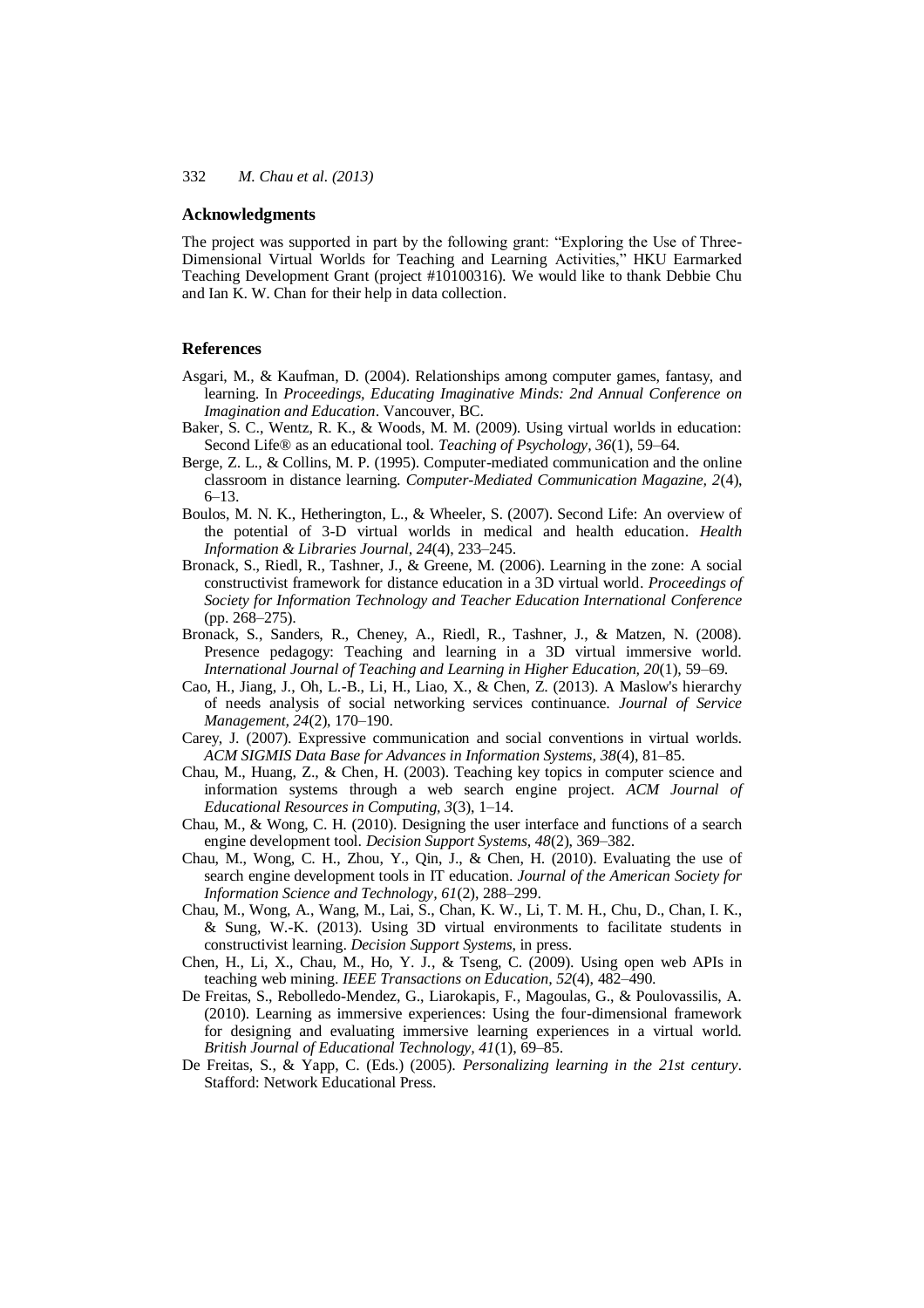## Acknowledgments

The project was supported in part by the following grant: "Exploring the Use of Three-Dimensional Virtual Worlds for Teaching and Learning Activities," HKU Earmarked Teaching Development Grant (project #10100316). We would like to thank Debbie Chu and Ian K. W. Chan for their help in data collection.

## References

Asgari, M., & Kaufman, D. (2004). Relationships among computer games, fantasy, and learning. In *Proceedings, Educating Imaginative Minds: 2nd Annual Conference on Imagination and Education*. Vancouver, BC.

Baker, S. C., Wentz, R. K., & Woods, M. M. (2009). Using virtual worlds in education: Second Life® as an educational tool. *Teaching of Psychology, 36*(1), 59–64.

Berge, Z. L., & Collins, M. P. (1995). Computer-mediated communication and the online classroom in distance learning. *Computer-Mediated Communication Magazine, 2*(4), 6–13.

Boulos, M. N. K., Hetherington, L., & Wheeler, S. (2007). Second Life: An overview of the potential of 3-D virtual worlds in medical and health education. *Health Information & Libraries Journal, 24*(4), 233–245.

Bronack, S., Riedl, R., Tashner, J., & Greene, M. (2006). Learning in the zone: A social constructivist framework for distance education in a 3D virtual world. *Proceedings of Society for Information Technology and Teacher Education International Conference* (pp. 268–275).

Bronack, S., Sanders, R., Cheney, A., Riedl, R., Tashner, J., & Matzen, N. (2008). Presence pedagogy: Teaching and learning in a 3D virtual immersive world. *International Journal of Teaching and Learning in Higher Education, 20*(1), 59–69.

Cao, H., Jiang, J., Oh, L.-B., Li, H., Liao, X., & Chen, Z. (2013). A Maslow's hierarchy of needs analysis of social networking services continuance. *Journal of Service Management, 24*(2), 170–190.

Carey, J. (2007). Expressive communication and social conventions in virtual worlds. *ACM SIGMIS Data Base for Advances in Information Systems, 38*(4), 81–85.

Chau, M., Huang, Z., & Chen, H. (2003). Teaching key topics in computer science and information systems through a web search engine project. *ACM Journal of Educational Resources in Computing, 3*(3), 1–14.

Chau, M., & Wong, C. H. (2010). Designing the user interface and functions of a search engine development tool. *Decision Support Systems, 48*(2), 369–382.

Chau, M., Wong, C. H., Zhou, Y., Qin, J., & Chen, H. (2010). Evaluating the use of search engine development tools in IT education. *Journal of the American Society for Information Science and Technology, 61*(2), 288–299.

Chau, M., Wong, A., Wang, M., Lai, S., Chan, K. W., Li, T. M. H., Chu, D., Chan, I. K., & Sung, W.-K. (2013). Using 3D virtual environments to facilitate students in constructivist learning. *Decision Support Systems*, in press.

Chen, H., Li, X., Chau, M., Ho, Y. J., & Tseng, C. (2009). Using open web APIs in teaching web mining. *IEEE Transactions on Education, 52*(4), 482–490.

De Freitas, S., Rebolledo-Mendez, G., Liarokapis, F., Magoulas, G., & Poulovassilis, A. (2010). Learning as immersive experiences: Using the four-dimensional framework for designing and evaluating immersive learning experiences in a virtual world. *British Journal of Educational Technology, 41*(1), 69–85.

De Freitas, S., & Yapp, C. (Eds.) (2005). *Personalizing learning in the 21st century*. Stafford: Network Educational Press.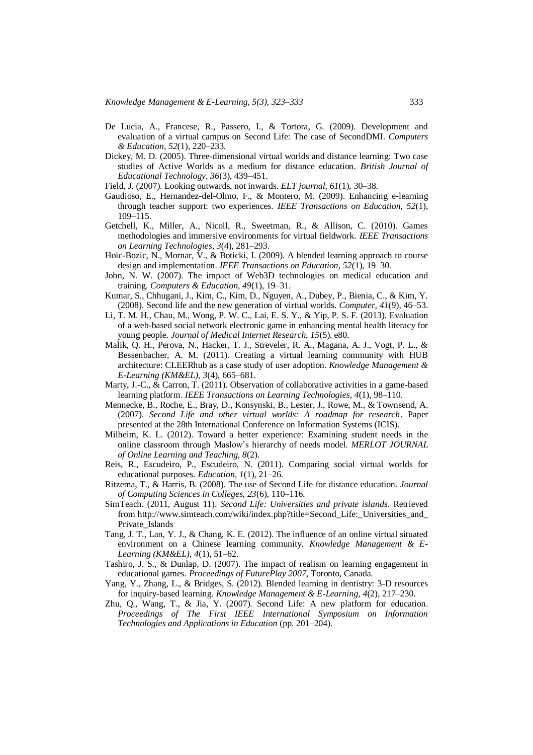De Lucia, A., Francese, R., Passero, I., & Tortora, G. (2009). Development and evaluation of a virtual campus on Second Life: The case of SecondDMI. *Computers & Education, 52*(1), 220–233.

Dickey, M. D. (2005). Three-dimensional virtual worlds and distance learning: Two case studies of Active Worlds as a medium for distance education. *British Journal of Educational Technology, 36*(3), 439–451.

Field, J. (2007). Looking outwards, not inwards. *ELT journal, 61*(1), 30–38.

Gaudioso, E., Hernandez-del-Olmo, F., & Montero, M. (2009). Enhancing e-learning through teacher support: two experiences. *IEEE Transactions on Education, 52*(1), 109–115.

Getchell, K., Miller, A., Nicoll, R., Sweetman, R., & Allison, C. (2010). Games methodologies and immersive environments for virtual fieldwork. *IEEE Transactions on Learning Technologies, 3*(4), 281–293.

Hoic-Bozic, N., Mornar, V., & Boticki, I. (2009). A blended learning approach to course design and implementation. *IEEE Transactions on Education, 52*(1), 19–30.

John, N. W. (2007). The impact of Web3D technologies on medical education and training. *Computers & Education, 49*(1), 19–31.

Kumar, S., Chhugani, J., Kim, C., Kim, D., Nguyen, A., Dubey, P., Bienia, C., & Kim, Y. (2008). Second life and the new generation of virtual worlds. *Computer, 41*(9), 46–53.

Li, T. M. H., Chau, M., Wong, P. W. C., Lai, E. S. Y., & Yip, P. S. F. (2013). Evaluation of a web-based social network electronic game in enhancing mental health literacy for young people. *Journal of Medical Internet Research, 15*(5), e80.

Malik, Q. H., Perova, N., Hacker, T. J., Streveler, R. A., Magana, A. J., Vogt, P. L., & Bessenbacher, A. M. (2011). Creating a virtual learning community with HUB architecture: CLEERhub as a case study of user adoption. *Knowledge Management & E-Learning (KM&EL), 3*(4), 665–681.

Marty, J.-C., & Carron, T. (2011). Observation of collaborative activities in a game-based learning platform. *IEEE Transactions on Learning Technologies, 4*(1), 98–110.

Mennecke, B., Roche, E., Bray, D., Konsynski, B., Lester, J., Rowe, M., & Townsend, A. (2007). *Second Life and other virtual worlds: A roadmap for research*. Paper presented at the 28th International Conference on Information Systems (ICIS).

Milheim, K. L. (2012). Toward a better experience: Examining student needs in the online classroom through Maslow's hierarchy of needs model. *MERLOT JOURNAL of Online Learning and Teaching, 8*(2).

Reis, R., Escudeiro, P., Escudeiro, N. (2011). Comparing social virtual worlds for educational purposes. *Education, 1*(1), 21–26.

Ritzema, T., & Harris, B. (2008). The use of Second Life for distance education. *Journal of Computing Sciences in Colleges, 23*(6), 110–116.

SimTeach. (2011, August 11). *Second Life: Universities and private islands*. Retrieved from http://www.simteach.com/wiki/index.php?title=Second_Life:_Universities_and_Private_Islands

Tang, J. T., Lan, Y. J., & Chang, K. E. (2012). The influence of an online virtual situated environment on a Chinese learning community. *Knowledge Management & E-Learning (KM&EL), 4*(1), 51–62.

Tashiro, J. S., & Dunlap, D. (2007). The impact of realism on learning engagement in educational games. *Proceedings of FuturePlay 2007*, Toronto, Canada.

Yang, Y., Zhang, L., & Bridges, S. (2012). Blended learning in dentistry: 3-D resources for inquiry-based learning. *Knowledge Management & E-Learning, 4*(2), 217–230.

Zhu, Q., Wang, T., & Jia, Y. (2007). Second Life: A new platform for education. *Proceedings of The First IEEE International Symposium on Information Technologies and Applications in Education* (pp. 201–204).